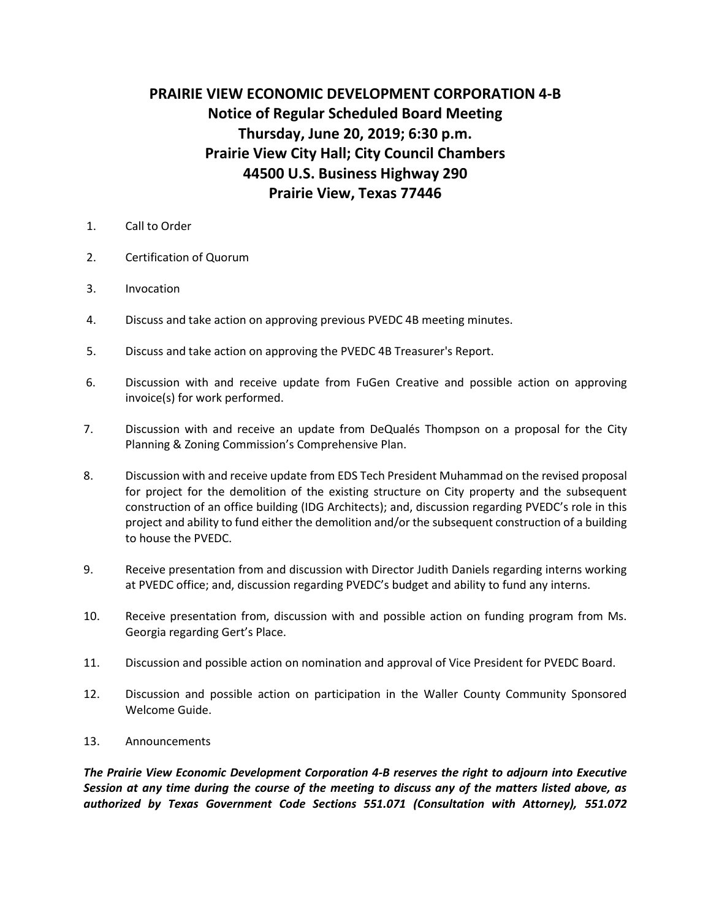# PRAIRIE VIEW ECONOMIC DEVELOPMENT CORPORATION 4-B

## Notice of Regular Scheduled Board Meeting

## Thursday, June 20, 2019; 6:30 p.m.

## Prairie View City Hall; City Council Chambers

## 44500 U.S. Business Highway 290

## Prairie View, Texas 77446

1. Call to Order

2. Certification of Quorum

3. Invocation

4. Discuss and take action on approving previous PVEDC 4B meeting minutes.

5. Discuss and take action on approving the PVEDC 4B Treasurer's Report.

6. Discussion with and receive update from FuGen Creative and possible action on approving invoice(s) for work performed.

7. Discussion with and receive an update from DeQualés Thompson on a proposal for the City Planning & Zoning Commission's Comprehensive Plan.

8. Discussion with and receive update from EDS Tech President Muhammad on the revised proposal for project for the demolition of the existing structure on City property and the subsequent construction of an office building (IDG Architects); and, discussion regarding PVEDC's role in this project and ability to fund either the demolition and/or the subsequent construction of a building to house the PVEDC.

9. Receive presentation from and discussion with Director Judith Daniels regarding interns working at PVEDC office; and, discussion regarding PVEDC's budget and ability to fund any interns.

10. Receive presentation from, discussion with and possible action on funding program from Ms. Georgia regarding Gert's Place.

11. Discussion and possible action on nomination and approval of Vice President for PVEDC Board.

12. Discussion and possible action on participation in the Waller County Community Sponsored Welcome Guide.

13. Announcements

***The Prairie View Economic Development Corporation 4-B reserves the right to adjourn into Executive Session at any time during the course of the meeting to discuss any of the matters listed above, as authorized by Texas Government Code Sections 551.071 (Consultation with Attorney), 551.072***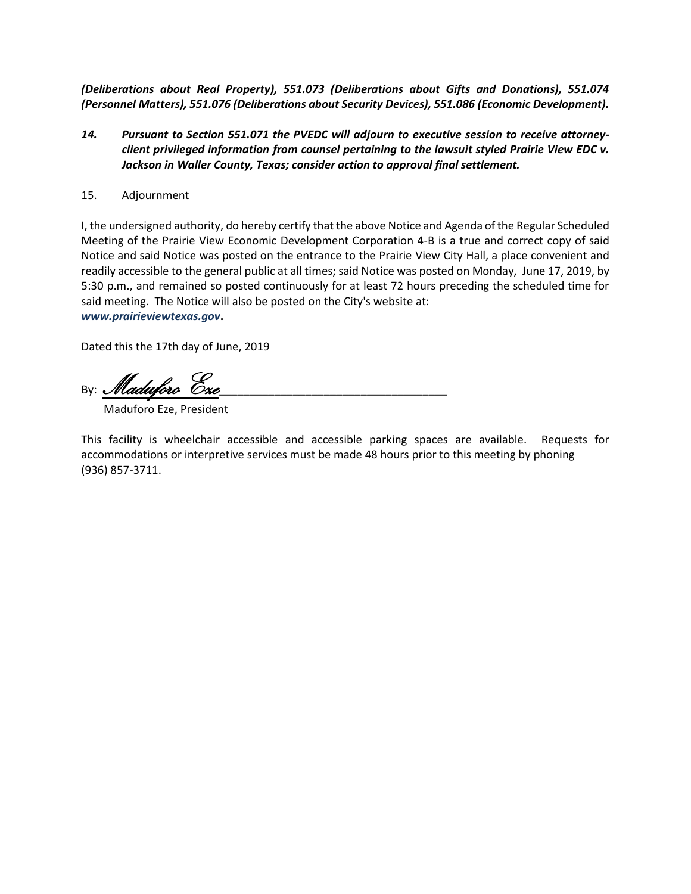***(Deliberations about Real Property), 551.073 (Deliberations about Gifts and Donations), 551.074 (Personnel Matters), 551.076 (Deliberations about Security Devices), 551.086 (Economic Development).***

14. ***Pursuant to Section 551.071 the PVEDC will adjourn to executive session to receive attorney-client privileged information from counsel pertaining to the lawsuit styled Prairie View EDC v. Jackson in Waller County, Texas; consider action to approval final settlement.***

15. Adjournment

I, the undersigned authority, do hereby certify that the above Notice and Agenda of the Regular Scheduled Meeting of the Prairie View Economic Development Corporation 4-B is a true and correct copy of said Notice and said Notice was posted on the entrance to the Prairie View City Hall, a place convenient and readily accessible to the general public at all times; said Notice was posted on Monday, June 17, 2019, by 5:30 p.m., and remained so posted continuously for at least 72 hours preceding the scheduled time for said meeting. The Notice will also be posted on the City's website at: ***www.prairieviewtexas.gov*****.**

Dated this the 17th day of June, 2019

By: *Maduforo Eze*\_\_\_\_\_\_\_\_\_\_\_\_\_\_\_\_\_\_\_\_\_\_\_\_\_\_\_\_\_\_\_\_

Maduforo Eze, President

This facility is wheelchair accessible and accessible parking spaces are available. Requests for accommodations or interpretive services must be made 48 hours prior to this meeting by phoning (936) 857-3711.